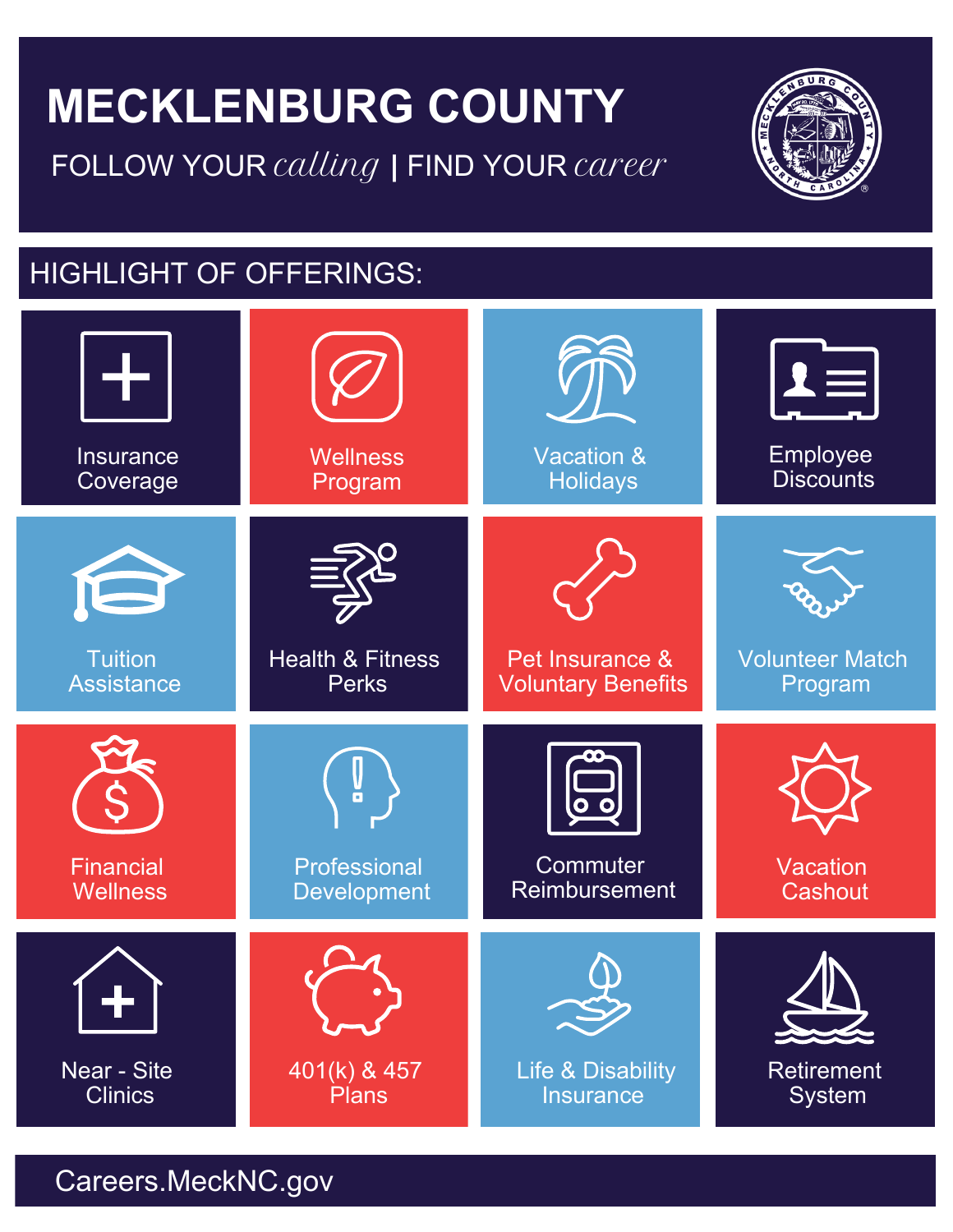# MECKLENBURG COUNTY

FOLLOW YOUR *calling* | FIND YOUR *career*

## HIGHLIGHT OF OFFERINGS:

- Insurance Coverage
- Wellness Program
- Vacation & Holidays
- Employee Discounts
- Tuition Assistance
- Health & Fitness Perks
- Pet Insurance & Voluntary Benefits
- Volunteer Match Program
- Financial Wellness
- Professional Development
- Commuter Reimbursement
- Vacation Cashout
- Near - Site Clinics
- 401(k) & 457 Plans
- Life & Disability Insurance
- Retirement System

Careers.MeckNC.gov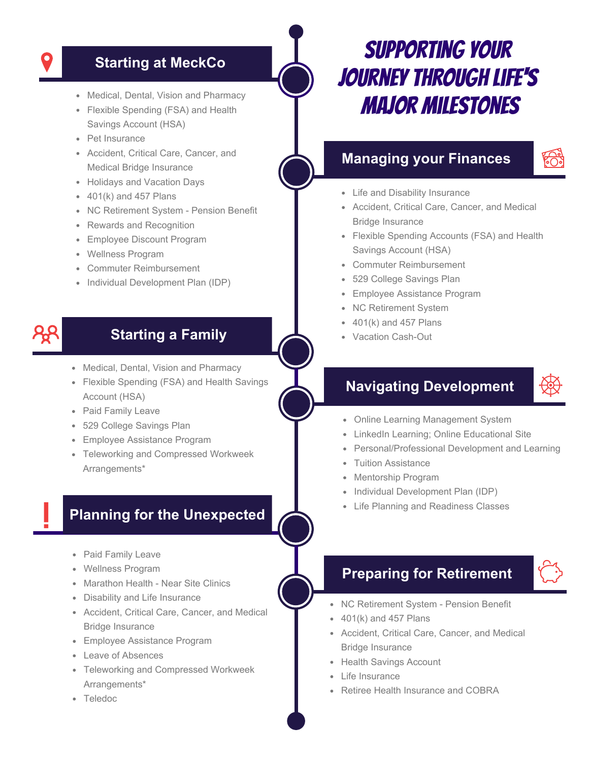# SUPPORTING YOUR JOURNEY THROUGH LIFE'S MAJOR MILESTONES

## Starting at MeckCo

- Medical, Dental, Vision and Pharmacy
- Flexible Spending (FSA) and Health Savings Account (HSA)
- Pet Insurance
- Accident, Critical Care, Cancer, and Medical Bridge Insurance
- Holidays and Vacation Days
- 401(k) and 457 Plans
- NC Retirement System - Pension Benefit
- Rewards and Recognition
- Employee Discount Program
- Wellness Program
- Commuter Reimbursement
- Individual Development Plan (IDP)

## Managing your Finances

- Life and Disability Insurance
- Accident, Critical Care, Cancer, and Medical Bridge Insurance
- Flexible Spending Accounts (FSA) and Health Savings Account (HSA)
- Commuter Reimbursement
- 529 College Savings Plan
- Employee Assistance Program
- NC Retirement System
- 401(k) and 457 Plans
- Vacation Cash-Out

## Starting a Family

- Medical, Dental, Vision and Pharmacy
- Flexible Spending (FSA) and Health Savings Account (HSA)
- Paid Family Leave
- 529 College Savings Plan
- Employee Assistance Program
- Teleworking and Compressed Workweek Arrangements*

## Navigating Development

- Online Learning Management System
- LinkedIn Learning; Online Educational Site
- Personal/Professional Development and Learning
- Tuition Assistance
- Mentorship Program
- Individual Development Plan (IDP)
- Life Planning and Readiness Classes

## Planning for the Unexpected

- Paid Family Leave
- Wellness Program
- Marathon Health - Near Site Clinics
- Disability and Life Insurance
- Accident, Critical Care, Cancer, and Medical Bridge Insurance
- Employee Assistance Program
- Leave of Absences
- Teleworking and Compressed Workweek Arrangements*
- Teledoc

## Preparing for Retirement

- NC Retirement System - Pension Benefit
- 401(k) and 457 Plans
- Accident, Critical Care, Cancer, and Medical Bridge Insurance
- Health Savings Account
- Life Insurance
- Retiree Health Insurance and COBRA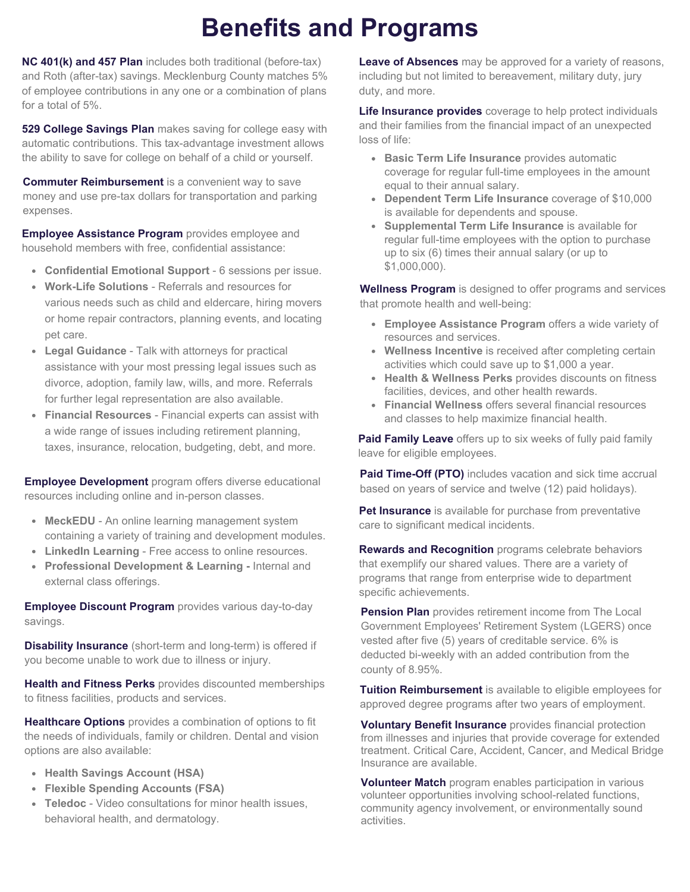# Benefits and Programs

**NC 401(k) and 457 Plan** includes both traditional (before-tax) and Roth (after-tax) savings. Mecklenburg County matches 5% of employee contributions in any one or a combination of plans for a total of 5%.

**529 College Savings Plan** makes saving for college easy with automatic contributions. This tax-advantage investment allows the ability to save for college on behalf of a child or yourself.

**Commuter Reimbursement** is a convenient way to save money and use pre-tax dollars for transportation and parking expenses.

**Employee Assistance Program** provides employee and household members with free, confidential assistance:

- **Confidential Emotional Support** - 6 sessions per issue.
- **Work-Life Solutions** - Referrals and resources for various needs such as child and eldercare, hiring movers or home repair contractors, planning events, and locating pet care.
- **Legal Guidance** - Talk with attorneys for practical assistance with your most pressing legal issues such as divorce, adoption, family law, wills, and more. Referrals for further legal representation are also available.
- **Financial Resources** - Financial experts can assist with a wide range of issues including retirement planning, taxes, insurance, relocation, budgeting, debt, and more.

**Employee Development** program offers diverse educational resources including online and in-person classes.

- **MeckEDU** - An online learning management system containing a variety of training and development modules.
- **LinkedIn Learning** - Free access to online resources.
- **Professional Development & Learning -** Internal and external class offerings.

**Employee Discount Program** provides various day-to-day savings.

**Disability Insurance** (short-term and long-term) is offered if you become unable to work due to illness or injury.

**Health and Fitness Perks** provides discounted memberships to fitness facilities, products and services.

**Healthcare Options** provides a combination of options to fit the needs of individuals, family or children. Dental and vision options are also available:

- **Health Savings Account (HSA)**
- **Flexible Spending Accounts (FSA)**
- **Teledoc** - Video consultations for minor health issues, behavioral health, and dermatology.

**Leave of Absences** may be approved for a variety of reasons, including but not limited to bereavement, military duty, jury duty, and more.

**Life Insurance provides** coverage to help protect individuals and their families from the financial impact of an unexpected loss of life:

- **Basic Term Life Insurance** provides automatic coverage for regular full-time employees in the amount equal to their annual salary.
- **Dependent Term Life Insurance** coverage of $10,000 is available for dependents and spouse.
- **Supplemental Term Life Insurance** is available for regular full-time employees with the option to purchase up to six (6) times their annual salary (or up to $1,000,000).

**Wellness Program** is designed to offer programs and services that promote health and well-being:

- **Employee Assistance Program** offers a wide variety of resources and services.
- **Wellness Incentive** is received after completing certain activities which could save up to $1,000 a year.
- **Health & Wellness Perks** provides discounts on fitness facilities, devices, and other health rewards.
- **Financial Wellness** offers several financial resources and classes to help maximize financial health.

**Paid Family Leave** offers up to six weeks of fully paid family leave for eligible employees.

**Paid Time-Off (PTO)** includes vacation and sick time accrual based on years of service and twelve (12) paid holidays).

**Pet Insurance** is available for purchase from preventative care to significant medical incidents.

**Rewards and Recognition** programs celebrate behaviors that exemplify our shared values. There are a variety of programs that range from enterprise wide to department specific achievements.

**Pension Plan** provides retirement income from The Local Government Employees' Retirement System (LGERS) once vested after five (5) years of creditable service. 6% is deducted bi-weekly with an added contribution from the county of 8.95%.

**Tuition Reimbursement** is available to eligible employees for approved degree programs after two years of employment.

**Voluntary Benefit Insurance** provides financial protection from illnesses and injuries that provide coverage for extended treatment. Critical Care, Accident, Cancer, and Medical Bridge Insurance are available.

**Volunteer Match** program enables participation in various volunteer opportunities involving school-related functions, community agency involvement, or environmentally sound activities.